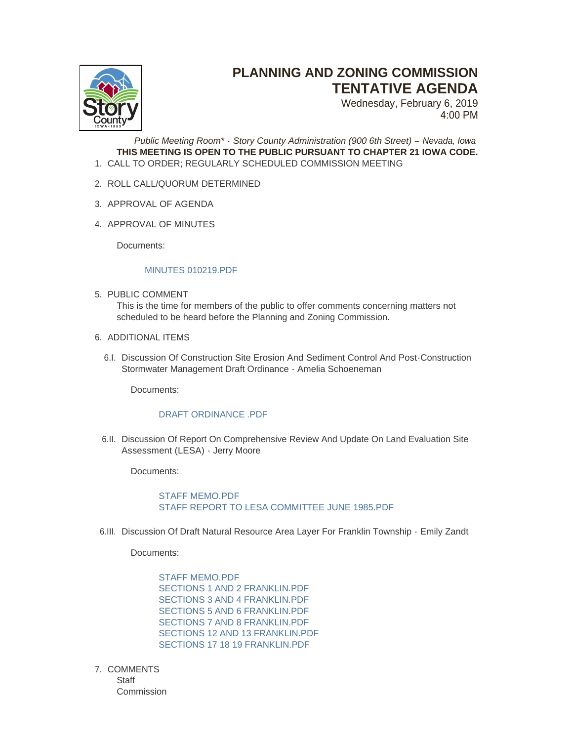# PLANNING AND ZONING COMMISSION TENTATIVE AGENDA

Wednesday, February 6, 2019
4:00 PM

*Public Meeting Room\* - Story County Administration (900 6th Street) – Nevada, Iowa*

**THIS MEETING IS OPEN TO THE PUBLIC PURSUANT TO CHAPTER 21 IOWA CODE.**

1. CALL TO ORDER; REGULARLY SCHEDULED COMMISSION MEETING

2. ROLL CALL/QUORUM DETERMINED

3. APPROVAL OF AGENDA

4. APPROVAL OF MINUTES

   Documents:

   MINUTES 010219.PDF

5. PUBLIC COMMENT

   This is the time for members of the public to offer comments concerning matters not scheduled to be heard before the Planning and Zoning Commission.

6. ADDITIONAL ITEMS

   6.I. Discussion Of Construction Site Erosion And Sediment Control And Post-Construction Stormwater Management Draft Ordinance - Amelia Schoeneman

   Documents:

   DRAFT ORDINANCE .PDF

   6.II. Discussion Of Report On Comprehensive Review And Update On Land Evaluation Site Assessment (LESA) - Jerry Moore

   Documents:

   STAFF MEMO.PDF
   STAFF REPORT TO LESA COMMITTEE JUNE 1985.PDF

   6.III. Discussion Of Draft Natural Resource Area Layer For Franklin Township - Emily Zandt

   Documents:

   STAFF MEMO.PDF
   SECTIONS 1 AND 2 FRANKLIN.PDF
   SECTIONS 3 AND 4 FRANKLIN.PDF
   SECTIONS 5 AND 6 FRANKLIN.PDF
   SECTIONS 7 AND 8 FRANKLIN.PDF
   SECTIONS 12 AND 13 FRANKLIN.PDF
   SECTIONS 17 18 19 FRANKLIN.PDF

7. COMMENTS

   Staff
   Commission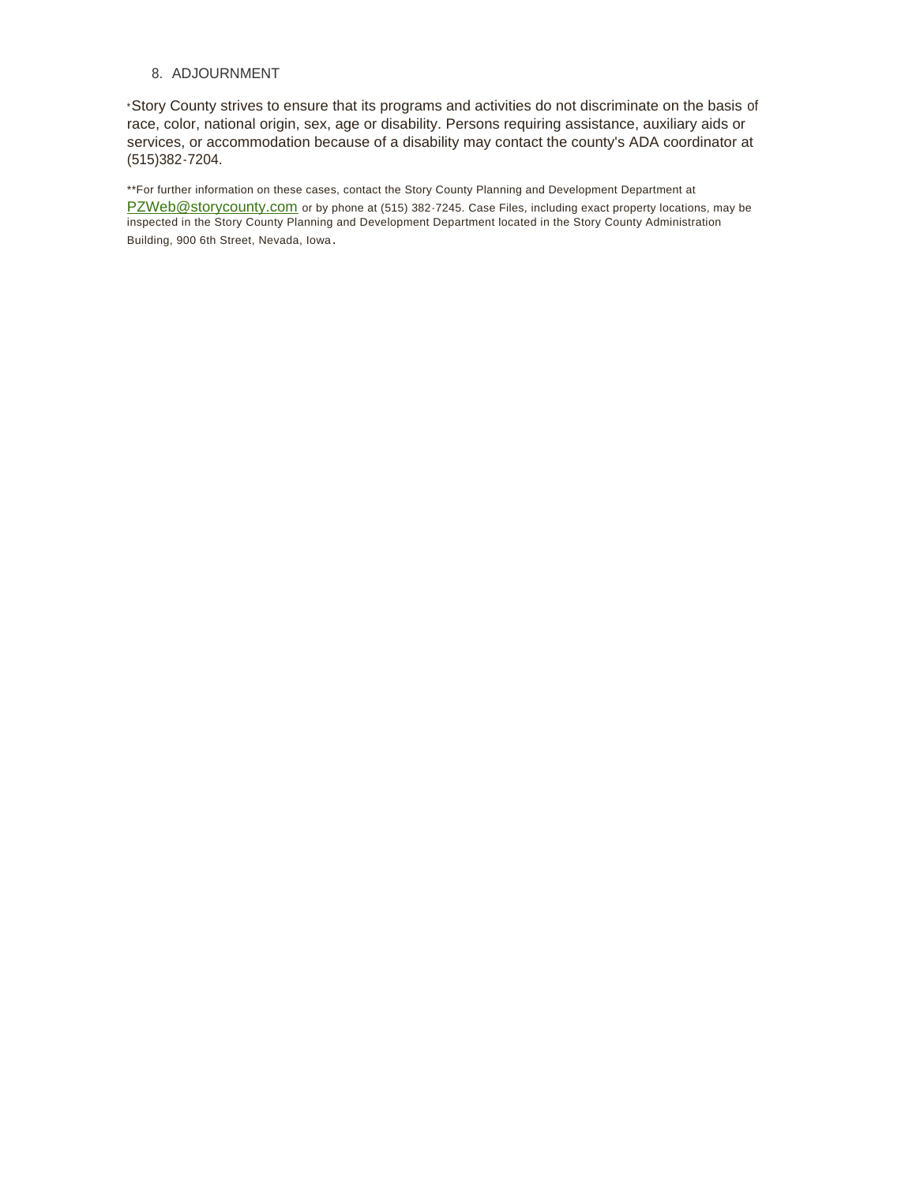8. ADJOURNMENT

*Story County strives to ensure that its programs and activities do not discriminate on the basis of race, color, national origin, sex, age or disability. Persons requiring assistance, auxiliary aids or services, or accommodation because of a disability may contact the county's ADA coordinator at (515)382-7204.

**For further information on these cases, contact the Story County Planning and Development Department at PZWeb@storycounty.com or by phone at (515) 382-7245. Case Files, including exact property locations, may be inspected in the Story County Planning and Development Department located in the Story County Administration Building, 900 6th Street, Nevada, Iowa.